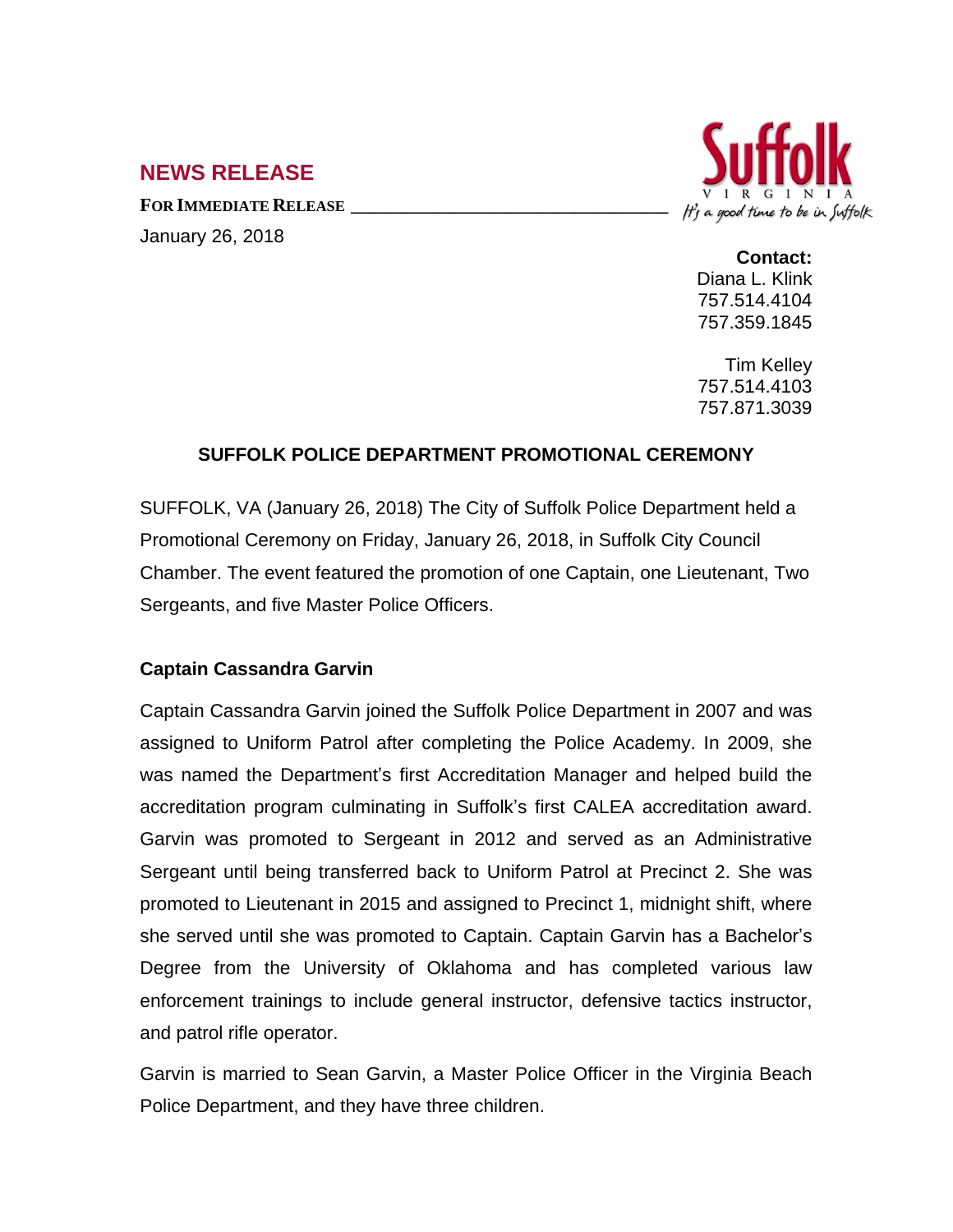## NEWS RELEASE

**FOR IMMEDIATE RELEASE**

January 26, 2018

Suffolk VIRGINIA
*It's a good time to be in Suffolk*

**Contact:**
Diana L. Klink
757.514.4104
757.359.1845

Tim Kelley
757.514.4103
757.871.3039

### SUFFOLK POLICE DEPARTMENT PROMOTIONAL CEREMONY

SUFFOLK, VA (January 26, 2018) The City of Suffolk Police Department held a Promotional Ceremony on Friday, January 26, 2018, in Suffolk City Council Chamber. The event featured the promotion of one Captain, one Lieutenant, Two Sergeants, and five Master Police Officers.

**Captain Cassandra Garvin**

Captain Cassandra Garvin joined the Suffolk Police Department in 2007 and was assigned to Uniform Patrol after completing the Police Academy. In 2009, she was named the Department's first Accreditation Manager and helped build the accreditation program culminating in Suffolk's first CALEA accreditation award. Garvin was promoted to Sergeant in 2012 and served as an Administrative Sergeant until being transferred back to Uniform Patrol at Precinct 2. She was promoted to Lieutenant in 2015 and assigned to Precinct 1, midnight shift, where she served until she was promoted to Captain. Captain Garvin has a Bachelor's Degree from the University of Oklahoma and has completed various law enforcement trainings to include general instructor, defensive tactics instructor, and patrol rifle operator.

Garvin is married to Sean Garvin, a Master Police Officer in the Virginia Beach Police Department, and they have three children.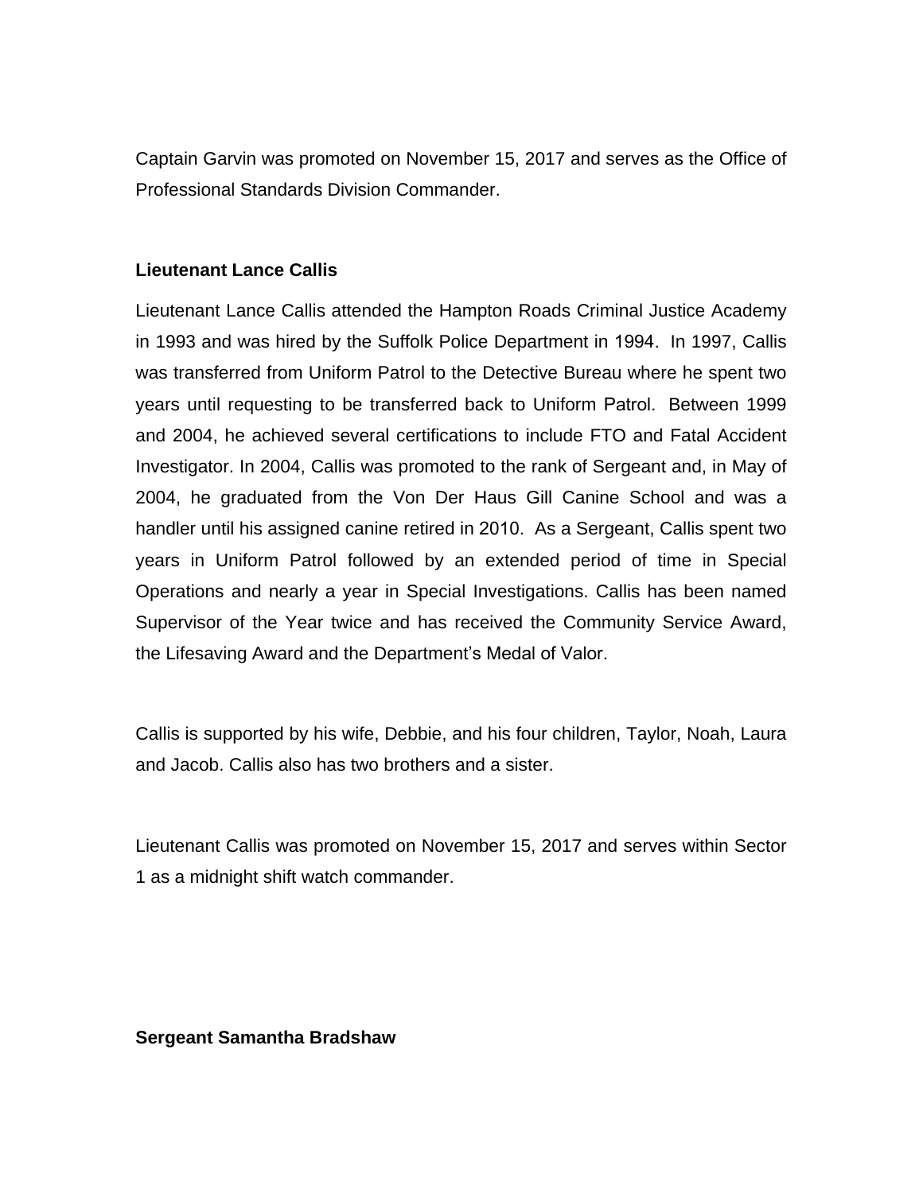Captain Garvin was promoted on November 15, 2017 and serves as the Office of Professional Standards Division Commander.

**Lieutenant Lance Callis**

Lieutenant Lance Callis attended the Hampton Roads Criminal Justice Academy in 1993 and was hired by the Suffolk Police Department in 1994. In 1997, Callis was transferred from Uniform Patrol to the Detective Bureau where he spent two years until requesting to be transferred back to Uniform Patrol. Between 1999 and 2004, he achieved several certifications to include FTO and Fatal Accident Investigator. In 2004, Callis was promoted to the rank of Sergeant and, in May of 2004, he graduated from the Von Der Haus Gill Canine School and was a handler until his assigned canine retired in 2010. As a Sergeant, Callis spent two years in Uniform Patrol followed by an extended period of time in Special Operations and nearly a year in Special Investigations. Callis has been named Supervisor of the Year twice and has received the Community Service Award, the Lifesaving Award and the Department's Medal of Valor.

Callis is supported by his wife, Debbie, and his four children, Taylor, Noah, Laura and Jacob. Callis also has two brothers and a sister.

Lieutenant Callis was promoted on November 15, 2017 and serves within Sector 1 as a midnight shift watch commander.

**Sergeant Samantha Bradshaw**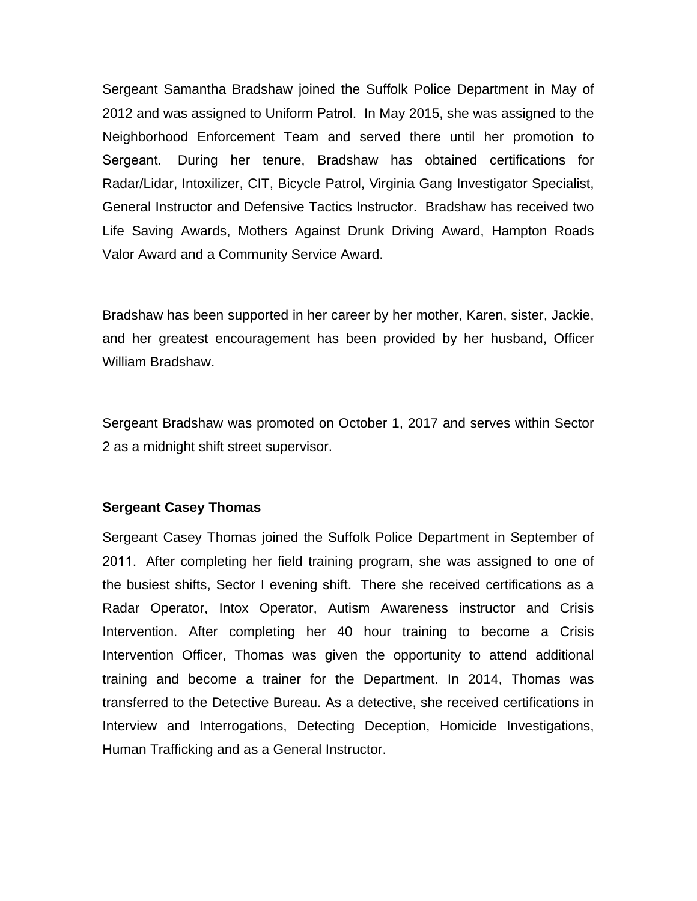Sergeant Samantha Bradshaw joined the Suffolk Police Department in May of 2012 and was assigned to Uniform Patrol. In May 2015, she was assigned to the Neighborhood Enforcement Team and served there until her promotion to Sergeant. During her tenure, Bradshaw has obtained certifications for Radar/Lidar, Intoxilizer, CIT, Bicycle Patrol, Virginia Gang Investigator Specialist, General Instructor and Defensive Tactics Instructor. Bradshaw has received two Life Saving Awards, Mothers Against Drunk Driving Award, Hampton Roads Valor Award and a Community Service Award.

Bradshaw has been supported in her career by her mother, Karen, sister, Jackie, and her greatest encouragement has been provided by her husband, Officer William Bradshaw.

Sergeant Bradshaw was promoted on October 1, 2017 and serves within Sector 2 as a midnight shift street supervisor.

**Sergeant Casey Thomas**

Sergeant Casey Thomas joined the Suffolk Police Department in September of 2011. After completing her field training program, she was assigned to one of the busiest shifts, Sector I evening shift. There she received certifications as a Radar Operator, Intox Operator, Autism Awareness instructor and Crisis Intervention. After completing her 40 hour training to become a Crisis Intervention Officer, Thomas was given the opportunity to attend additional training and become a trainer for the Department. In 2014, Thomas was transferred to the Detective Bureau. As a detective, she received certifications in Interview and Interrogations, Detecting Deception, Homicide Investigations, Human Trafficking and as a General Instructor.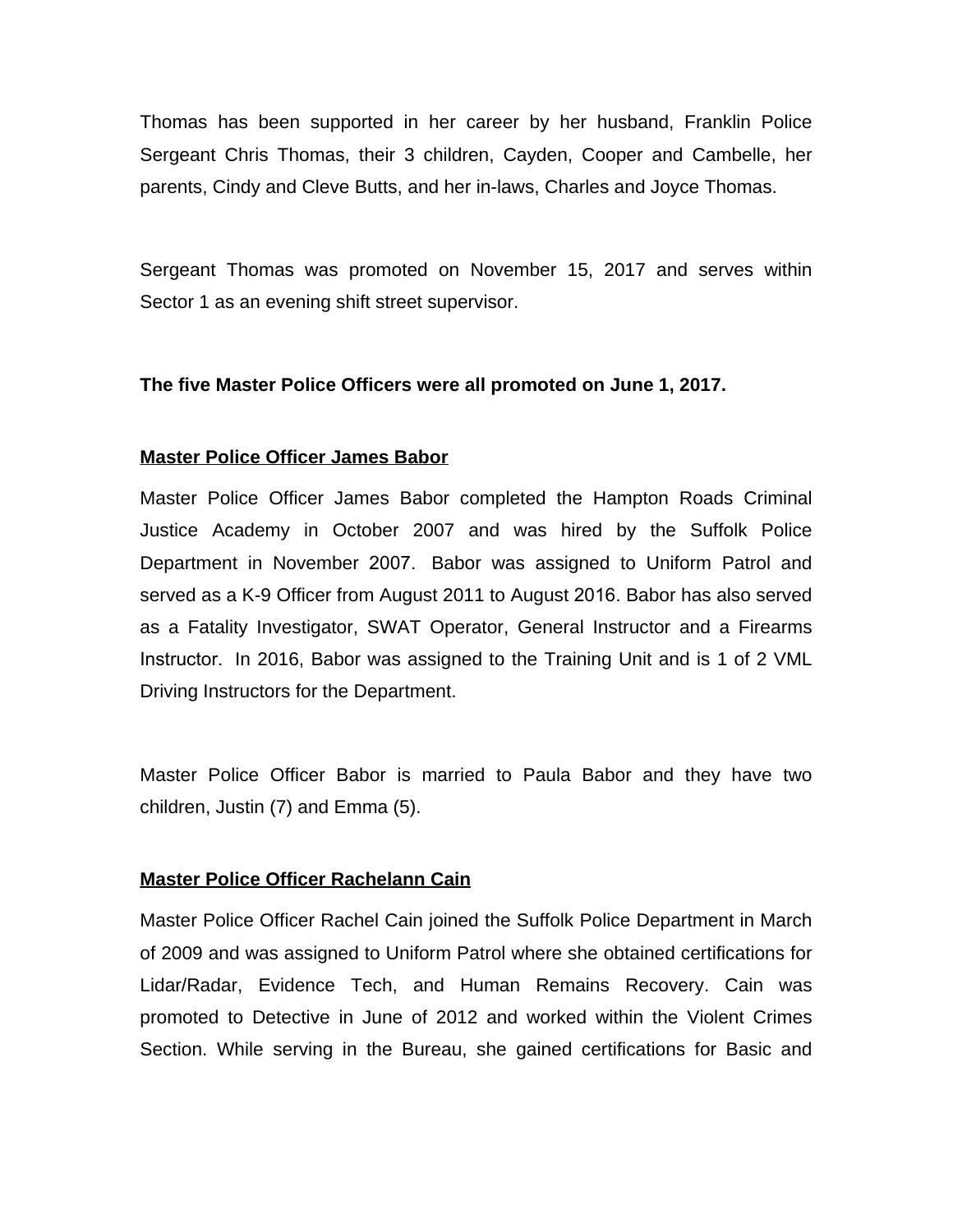Thomas has been supported in her career by her husband, Franklin Police Sergeant Chris Thomas, their 3 children, Cayden, Cooper and Cambelle, her parents, Cindy and Cleve Butts, and her in-laws, Charles and Joyce Thomas.

Sergeant Thomas was promoted on November 15, 2017 and serves within Sector 1 as an evening shift street supervisor.

**The five Master Police Officers were all promoted on June 1, 2017.**

**Master Police Officer James Babor**

Master Police Officer James Babor completed the Hampton Roads Criminal Justice Academy in October 2007 and was hired by the Suffolk Police Department in November 2007. Babor was assigned to Uniform Patrol and served as a K-9 Officer from August 2011 to August 2016. Babor has also served as a Fatality Investigator, SWAT Operator, General Instructor and a Firearms Instructor. In 2016, Babor was assigned to the Training Unit and is 1 of 2 VML Driving Instructors for the Department.

Master Police Officer Babor is married to Paula Babor and they have two children, Justin (7) and Emma (5).

**Master Police Officer Rachelann Cain**

Master Police Officer Rachel Cain joined the Suffolk Police Department in March of 2009 and was assigned to Uniform Patrol where she obtained certifications for Lidar/Radar, Evidence Tech, and Human Remains Recovery. Cain was promoted to Detective in June of 2012 and worked within the Violent Crimes Section. While serving in the Bureau, she gained certifications for Basic and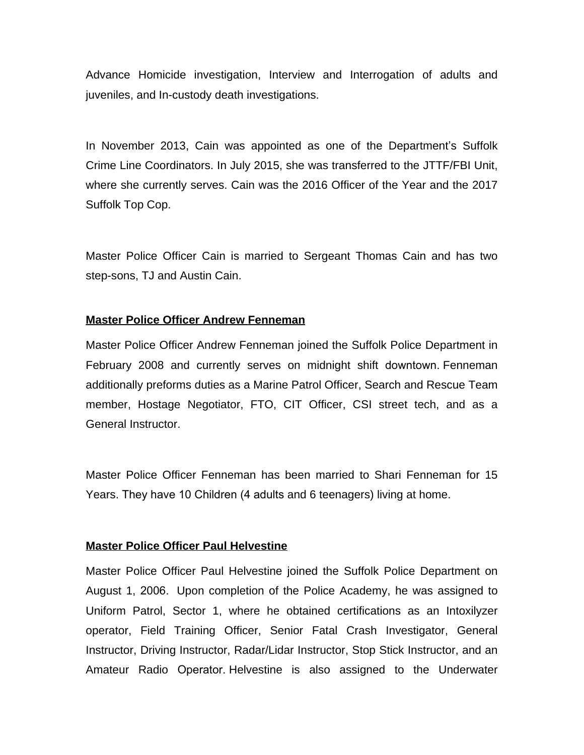Advance Homicide investigation, Interview and Interrogation of adults and juveniles, and In-custody death investigations.

In November 2013, Cain was appointed as one of the Department's Suffolk Crime Line Coordinators. In July 2015, she was transferred to the JTTF/FBI Unit, where she currently serves. Cain was the 2016 Officer of the Year and the 2017 Suffolk Top Cop.

Master Police Officer Cain is married to Sergeant Thomas Cain and has two step-sons, TJ and Austin Cain.

**Master Police Officer Andrew Fenneman**

Master Police Officer Andrew Fenneman joined the Suffolk Police Department in February 2008 and currently serves on midnight shift downtown. Fenneman additionally preforms duties as a Marine Patrol Officer, Search and Rescue Team member, Hostage Negotiator, FTO, CIT Officer, CSI street tech, and as a General Instructor.

Master Police Officer Fenneman has been married to Shari Fenneman for 15 Years. They have 10 Children (4 adults and 6 teenagers) living at home.

**Master Police Officer Paul Helvestine**

Master Police Officer Paul Helvestine joined the Suffolk Police Department on August 1, 2006. Upon completion of the Police Academy, he was assigned to Uniform Patrol, Sector 1, where he obtained certifications as an Intoxilyzer operator, Field Training Officer, Senior Fatal Crash Investigator, General Instructor, Driving Instructor, Radar/Lidar Instructor, Stop Stick Instructor, and an Amateur Radio Operator. Helvestine is also assigned to the Underwater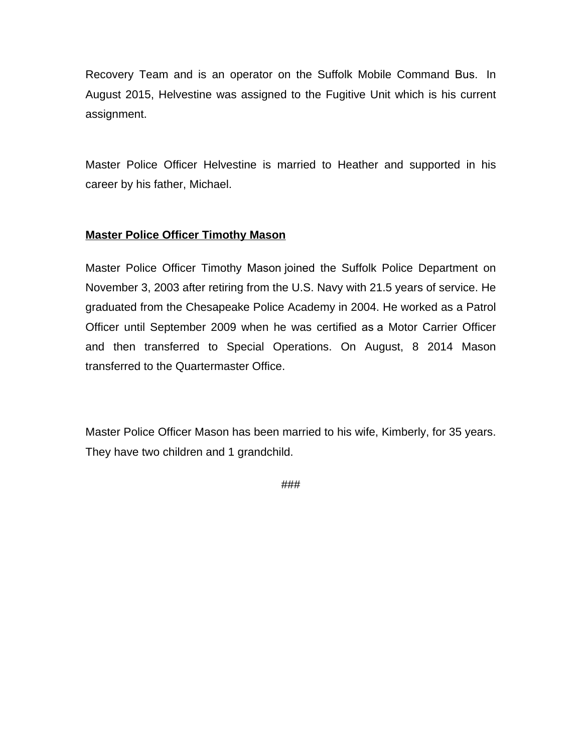Recovery Team and is an operator on the Suffolk Mobile Command Bus. In August 2015, Helvestine was assigned to the Fugitive Unit which is his current assignment.

Master Police Officer Helvestine is married to Heather and supported in his career by his father, Michael.

**<u>Master Police Officer Timothy Mason</u>**

Master Police Officer Timothy Mason joined the Suffolk Police Department on November 3, 2003 after retiring from the U.S. Navy with 21.5 years of service. He graduated from the Chesapeake Police Academy in 2004. He worked as a Patrol Officer until September 2009 when he was certified as a Motor Carrier Officer and then transferred to Special Operations. On August, 8 2014 Mason transferred to the Quartermaster Office.

Master Police Officer Mason has been married to his wife, Kimberly, for 35 years. They have two children and 1 grandchild.

###